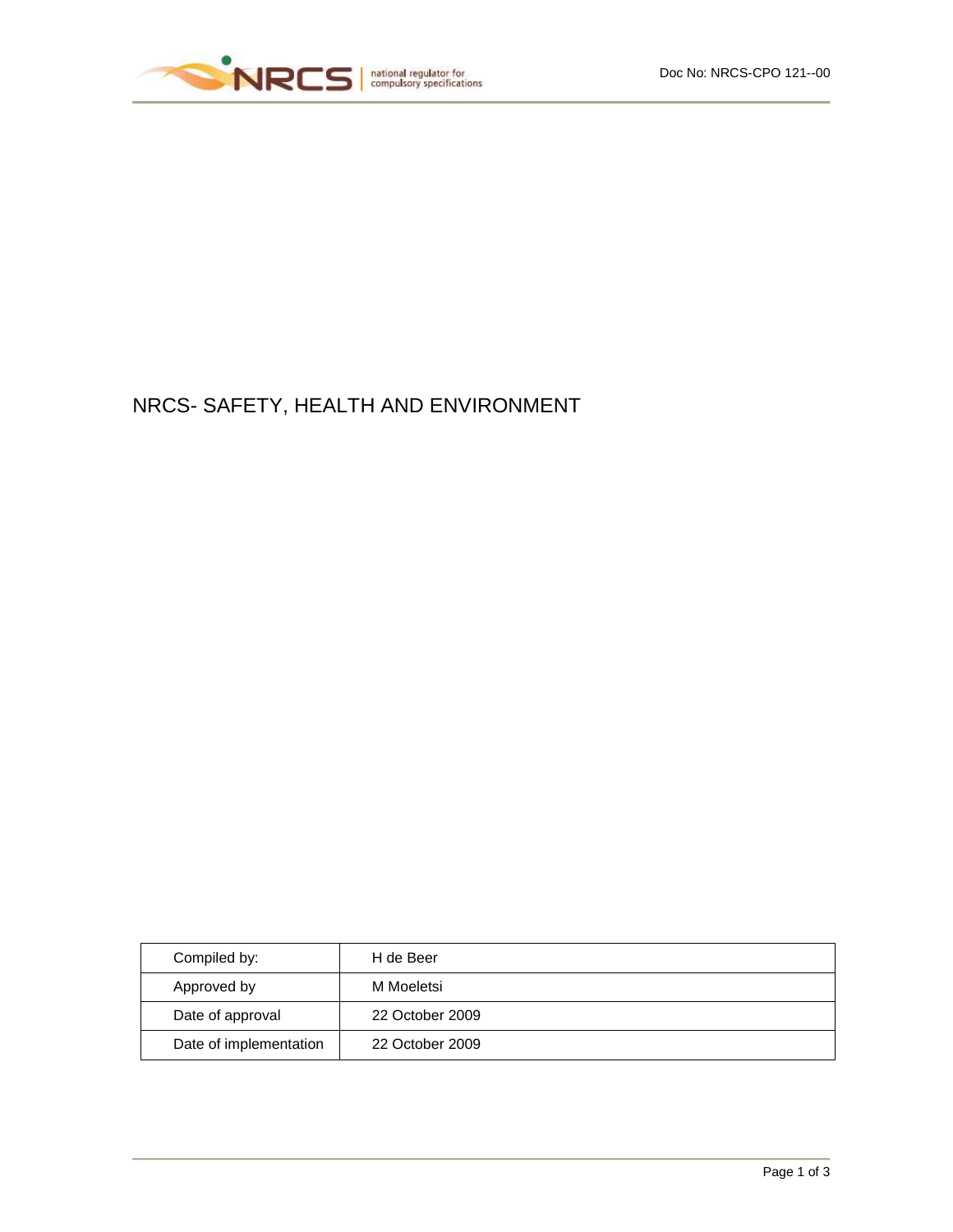# NRCS- SAFETY, HEALTH AND ENVIRONMENT

| Compiled by: | H de Beer |
|---|---|
| Approved by | M Moeletsi |
| Date of approval | 22 October 2009 |
| Date of implementation | 22 October 2009 |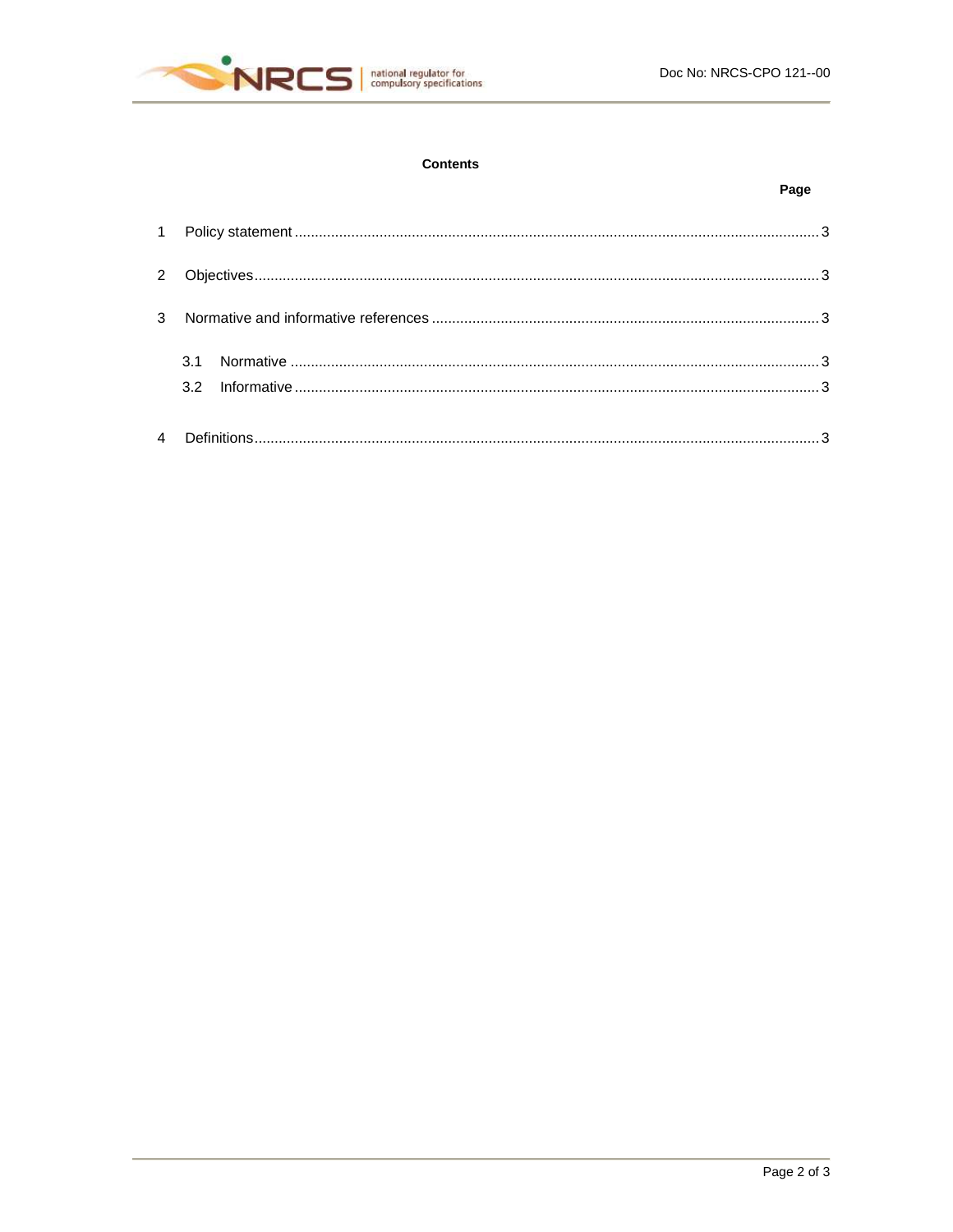**Contents**

| | Page |
|---|---|
| 1 Policy statement | 3 |
| 2 Objectives | 3 |
| 3 Normative and informative references | 3 |
| 3.1 Normative | 3 |
| 3.2 Informative | 3 |
| 4 Definitions | 3 |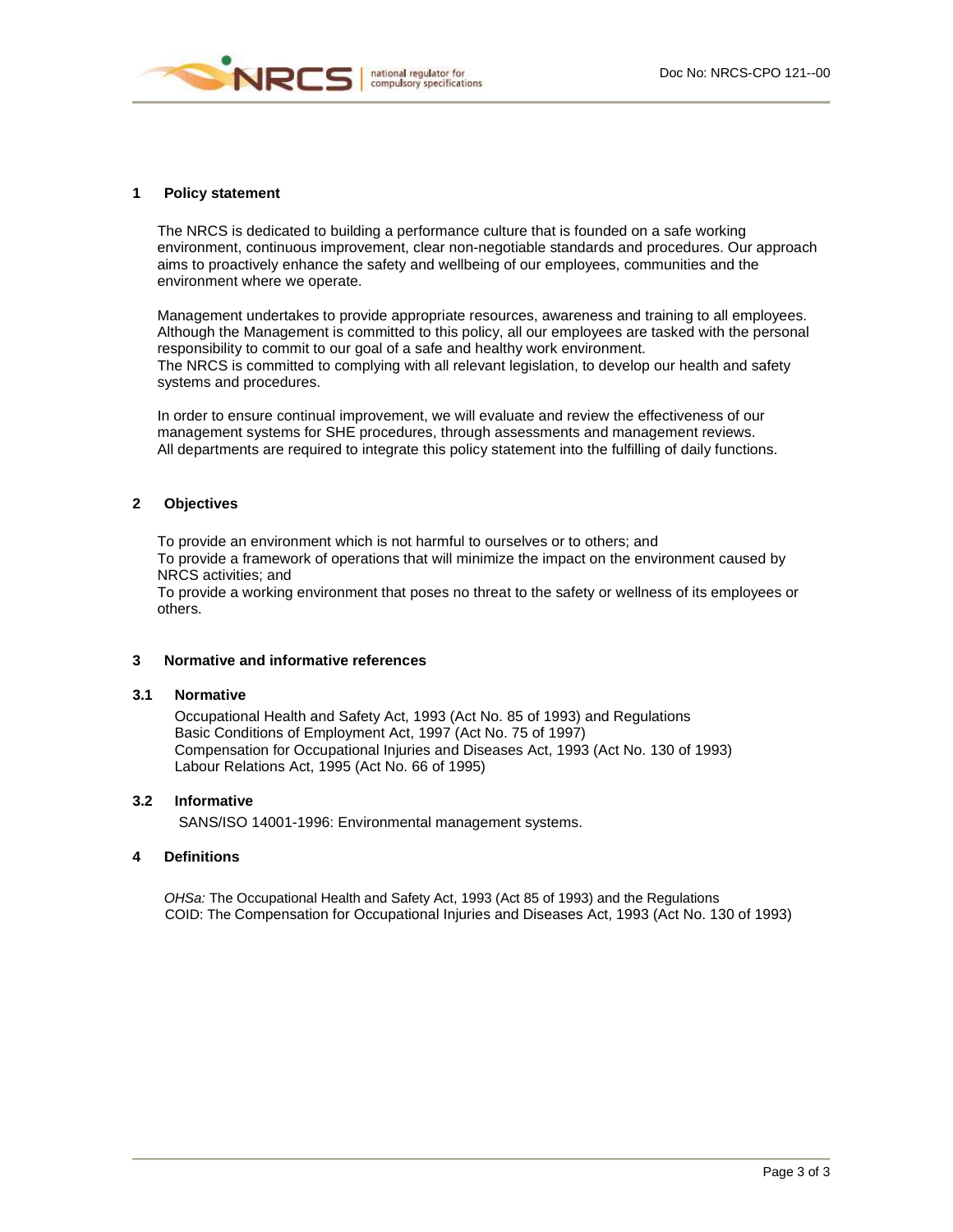## 1 Policy statement

The NRCS is dedicated to building a performance culture that is founded on a safe working environment, continuous improvement, clear non-negotiable standards and procedures. Our approach aims to proactively enhance the safety and wellbeing of our employees, communities and the environment where we operate.

Management undertakes to provide appropriate resources, awareness and training to all employees. Although the Management is committed to this policy, all our employees are tasked with the personal responsibility to commit to our goal of a safe and healthy work environment.
The NRCS is committed to complying with all relevant legislation, to develop our health and safety systems and procedures.

In order to ensure continual improvement, we will evaluate and review the effectiveness of our management systems for SHE procedures, through assessments and management reviews.
All departments are required to integrate this policy statement into the fulfilling of daily functions.

## 2 Objectives

To provide an environment which is not harmful to ourselves or to others; and
To provide a framework of operations that will minimize the impact on the environment caused by NRCS activities; and
To provide a working environment that poses no threat to the safety or wellness of its employees or others.

## 3 Normative and informative references

### 3.1 Normative

Occupational Health and Safety Act, 1993 (Act No. 85 of 1993) and Regulations
Basic Conditions of Employment Act, 1997 (Act No. 75 of 1997)
Compensation for Occupational Injuries and Diseases Act, 1993 (Act No. 130 of 1993)
Labour Relations Act, 1995 (Act No. 66 of 1995)

### 3.2 Informative

SANS/ISO 14001-1996: Environmental management systems.

## 4 Definitions

*OHSa:* The Occupational Health and Safety Act, 1993 (Act 85 of 1993) and the Regulations
COID: The Compensation for Occupational Injuries and Diseases Act, 1993 (Act No. 130 of 1993)